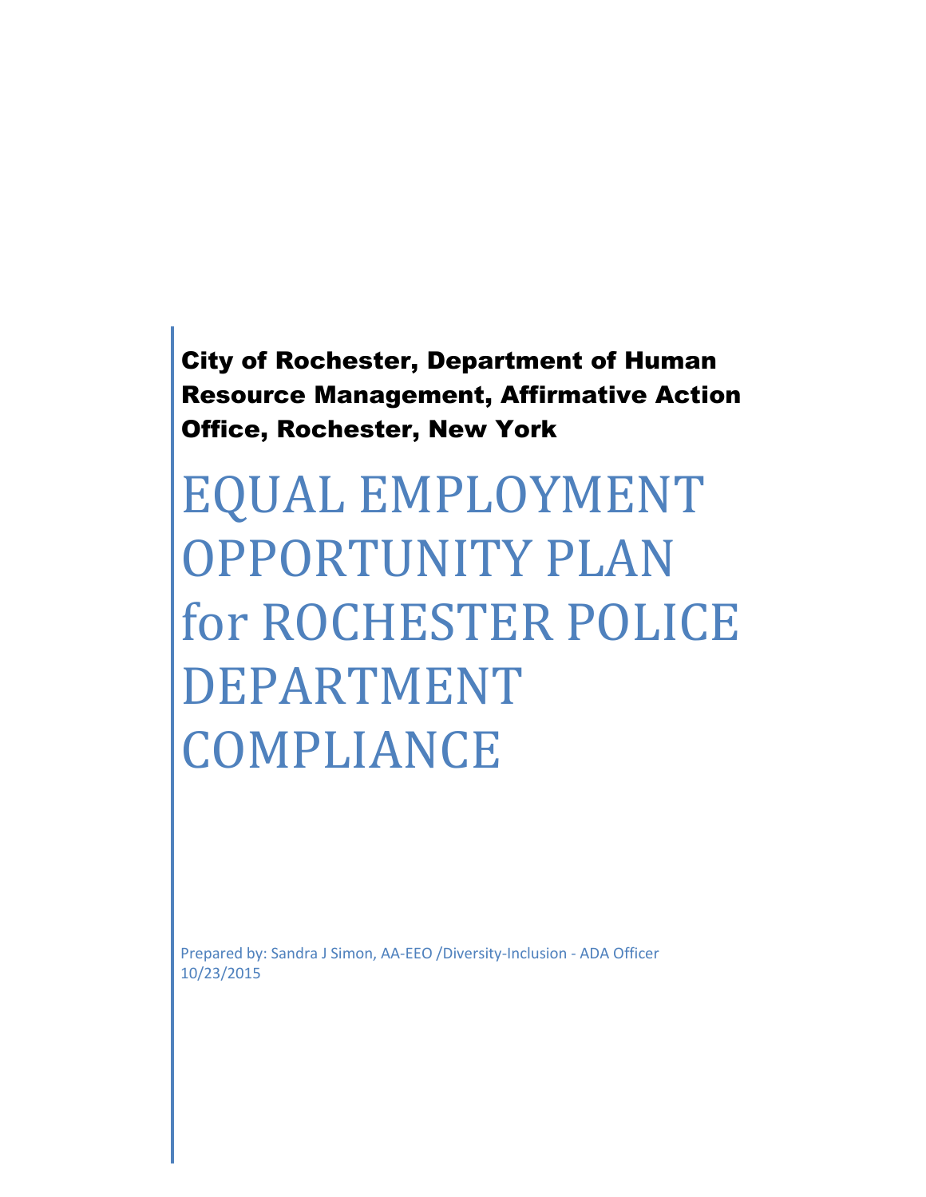**City of Rochester, Department of Human Resource Management, Affirmative Action Office, Rochester, New York**

# EQUAL EMPLOYMENT OPPORTUNITY PLAN for ROCHESTER POLICE DEPARTMENT COMPLIANCE

Prepared by: Sandra J Simon, AA-EEO /Diversity-Inclusion - ADA Officer
10/23/2015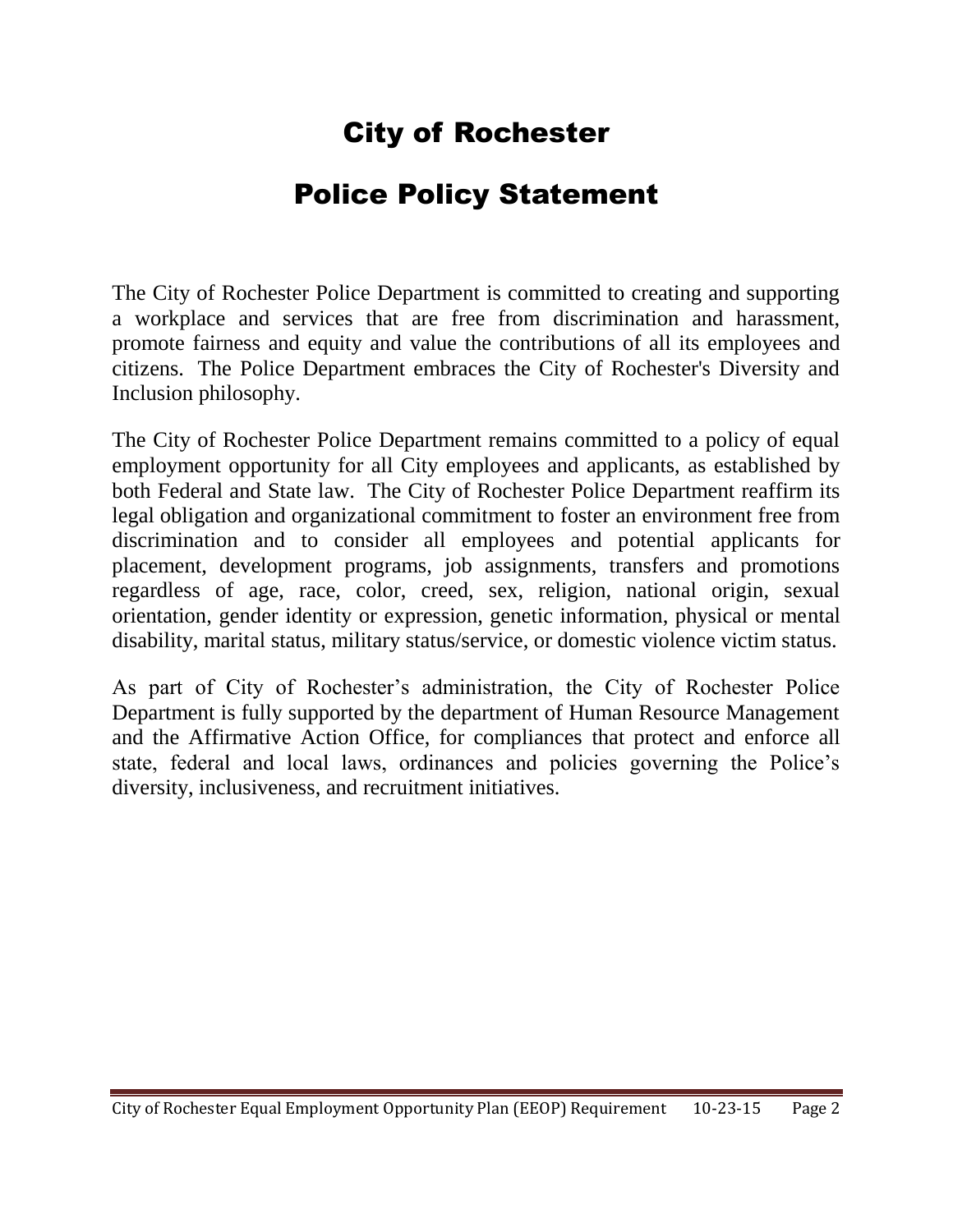# City of Rochester

# Police Policy Statement

The City of Rochester Police Department is committed to creating and supporting a workplace and services that are free from discrimination and harassment, promote fairness and equity and value the contributions of all its employees and citizens. The Police Department embraces the City of Rochester's Diversity and Inclusion philosophy.

The City of Rochester Police Department remains committed to a policy of equal employment opportunity for all City employees and applicants, as established by both Federal and State law. The City of Rochester Police Department reaffirm its legal obligation and organizational commitment to foster an environment free from discrimination and to consider all employees and potential applicants for placement, development programs, job assignments, transfers and promotions regardless of age, race, color, creed, sex, religion, national origin, sexual orientation, gender identity or expression, genetic information, physical or mental disability, marital status, military status/service, or domestic violence victim status.

As part of City of Rochester's administration, the City of Rochester Police Department is fully supported by the department of Human Resource Management and the Affirmative Action Office, for compliances that protect and enforce all state, federal and local laws, ordinances and policies governing the Police's diversity, inclusiveness, and recruitment initiatives.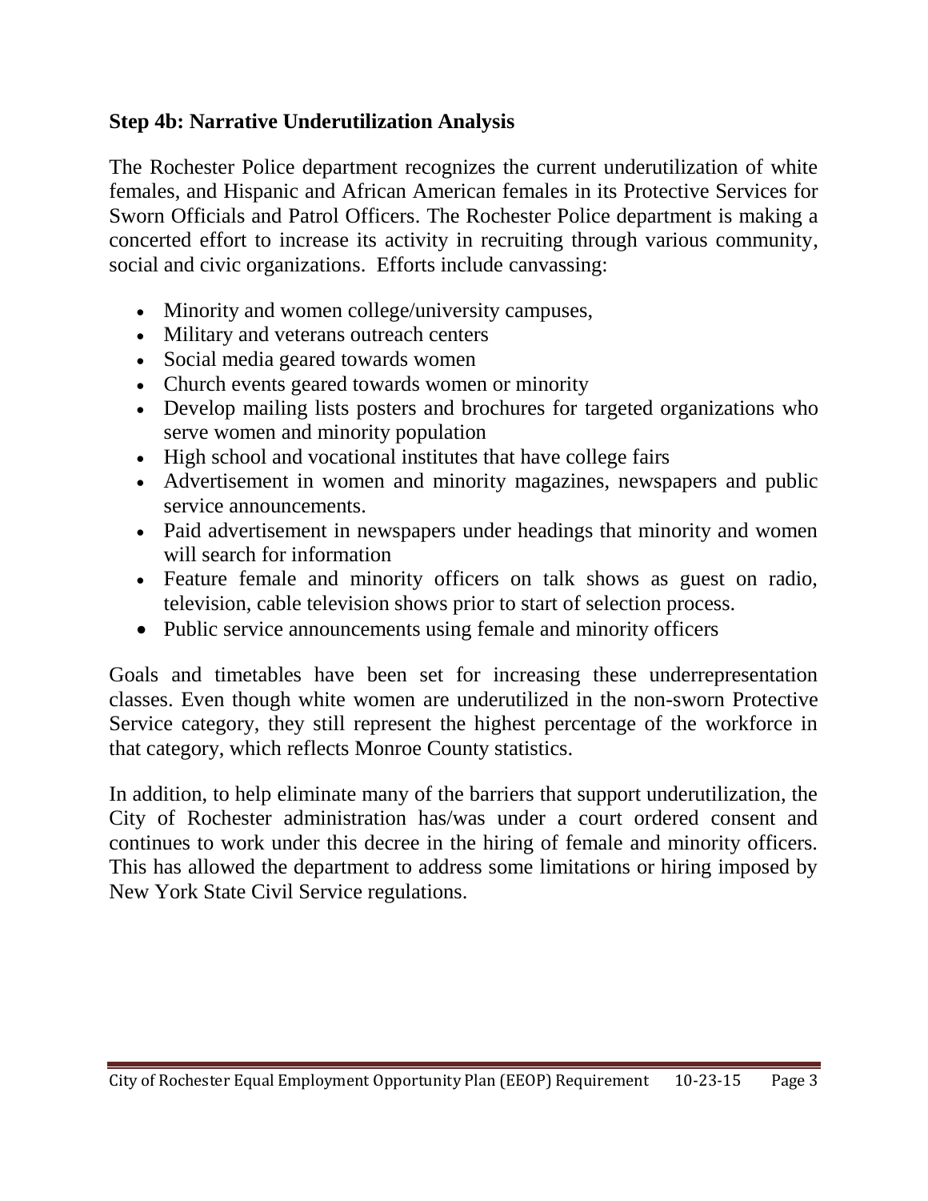### Step 4b: Narrative Underutilization Analysis

The Rochester Police department recognizes the current underutilization of white females, and Hispanic and African American females in its Protective Services for Sworn Officials and Patrol Officers. The Rochester Police department is making a concerted effort to increase its activity in recruiting through various community, social and civic organizations. Efforts include canvassing:

- Minority and women college/university campuses,
- Military and veterans outreach centers
- Social media geared towards women
- Church events geared towards women or minority
- Develop mailing lists posters and brochures for targeted organizations who serve women and minority population
- High school and vocational institutes that have college fairs
- Advertisement in women and minority magazines, newspapers and public service announcements.
- Paid advertisement in newspapers under headings that minority and women will search for information
- Feature female and minority officers on talk shows as guest on radio, television, cable television shows prior to start of selection process.
- Public service announcements using female and minority officers

Goals and timetables have been set for increasing these underrepresentation classes. Even though white women are underutilized in the non-sworn Protective Service category, they still represent the highest percentage of the workforce in that category, which reflects Monroe County statistics.

In addition, to help eliminate many of the barriers that support underutilization, the City of Rochester administration has/was under a court ordered consent and continues to work under this decree in the hiring of female and minority officers. This has allowed the department to address some limitations or hiring imposed by New York State Civil Service regulations.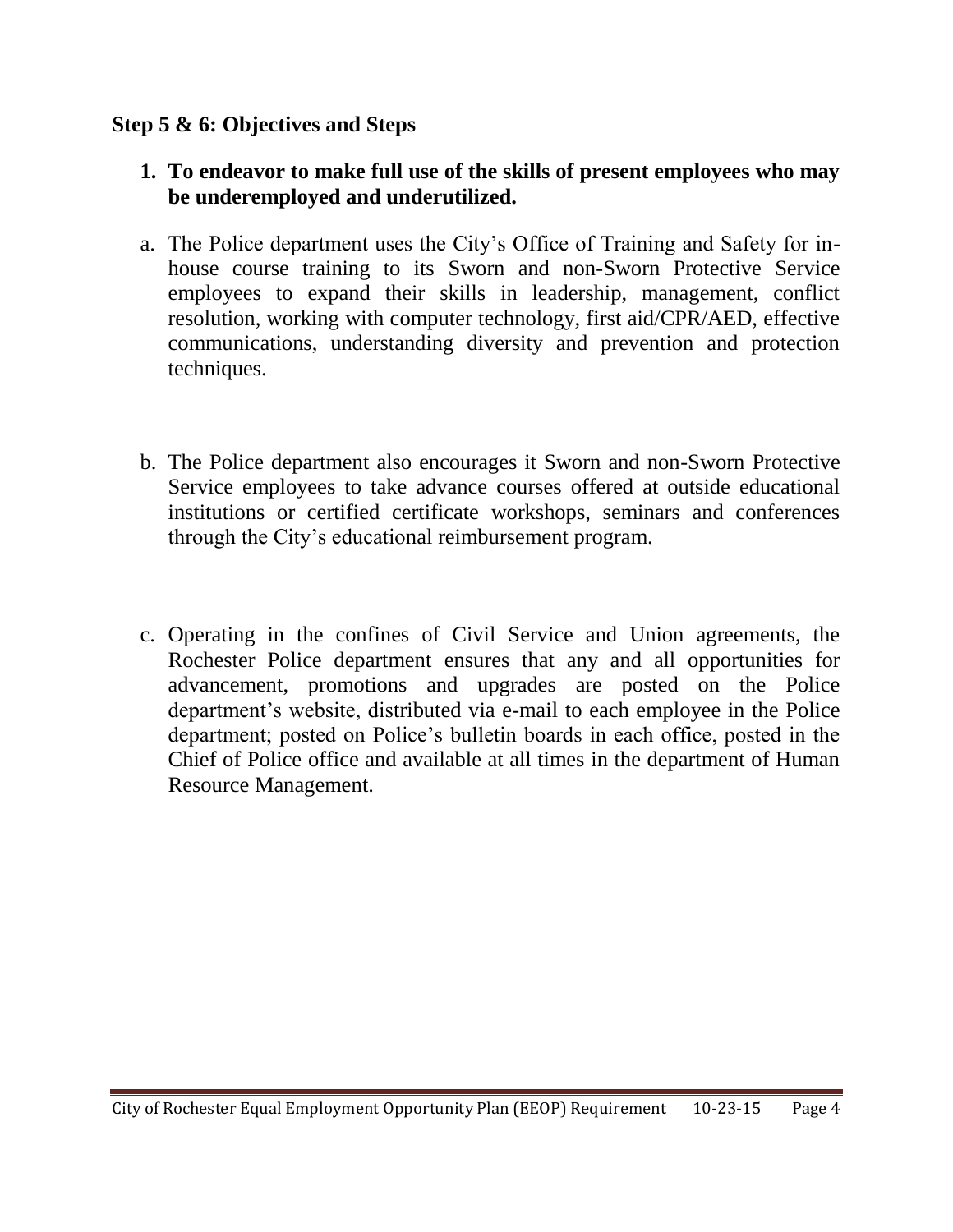**Step 5 & 6: Objectives and Steps**

1. **To endeavor to make full use of the skills of present employees who may be underemployed and underutilized.**

a. The Police department uses the City's Office of Training and Safety for in-house course training to its Sworn and non-Sworn Protective Service employees to expand their skills in leadership, management, conflict resolution, working with computer technology, first aid/CPR/AED, effective communications, understanding diversity and prevention and protection techniques.

b. The Police department also encourages it Sworn and non-Sworn Protective Service employees to take advance courses offered at outside educational institutions or certified certificate workshops, seminars and conferences through the City's educational reimbursement program.

c. Operating in the confines of Civil Service and Union agreements, the Rochester Police department ensures that any and all opportunities for advancement, promotions and upgrades are posted on the Police department's website, distributed via e-mail to each employee in the Police department; posted on Police's bulletin boards in each office, posted in the Chief of Police office and available at all times in the department of Human Resource Management.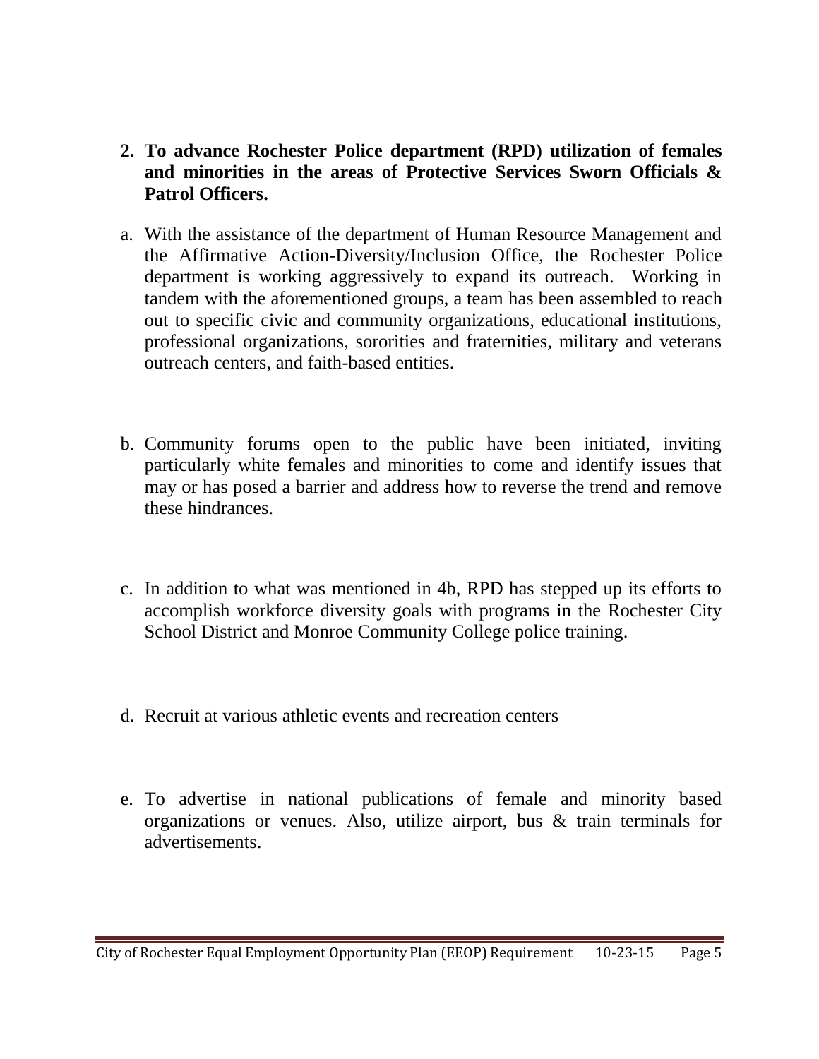2. **To advance Rochester Police department (RPD) utilization of females and minorities in the areas of Protective Services Sworn Officials & Patrol Officers.**

a. With the assistance of the department of Human Resource Management and the Affirmative Action-Diversity/Inclusion Office, the Rochester Police department is working aggressively to expand its outreach. Working in tandem with the aforementioned groups, a team has been assembled to reach out to specific civic and community organizations, educational institutions, professional organizations, sororities and fraternities, military and veterans outreach centers, and faith-based entities.

b. Community forums open to the public have been initiated, inviting particularly white females and minorities to come and identify issues that may or has posed a barrier and address how to reverse the trend and remove these hindrances.

c. In addition to what was mentioned in 4b, RPD has stepped up its efforts to accomplish workforce diversity goals with programs in the Rochester City School District and Monroe Community College police training.

d. Recruit at various athletic events and recreation centers

e. To advertise in national publications of female and minority based organizations or venues. Also, utilize airport, bus & train terminals for advertisements.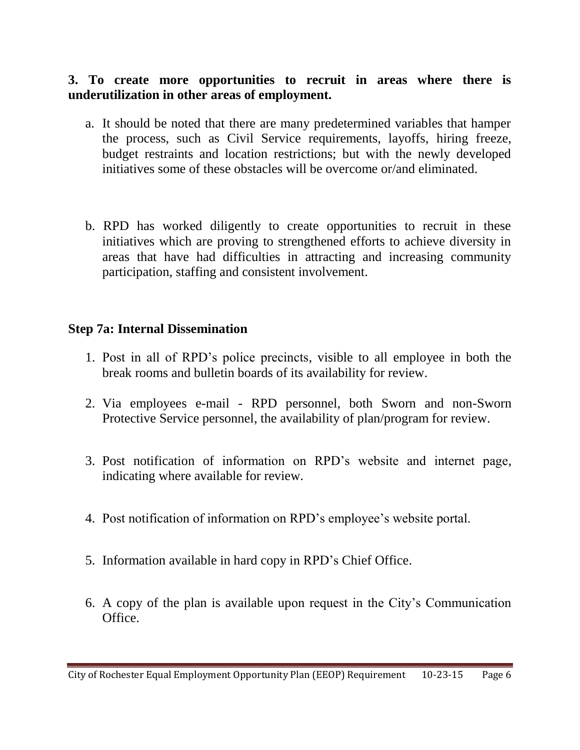**3. To create more opportunities to recruit in areas where there is underutilization in other areas of employment.**

a. It should be noted that there are many predetermined variables that hamper the process, such as Civil Service requirements, layoffs, hiring freeze, budget restraints and location restrictions; but with the newly developed initiatives some of these obstacles will be overcome or/and eliminated.

b. RPD has worked diligently to create opportunities to recruit in these initiatives which are proving to strengthened efforts to achieve diversity in areas that have had difficulties in attracting and increasing community participation, staffing and consistent involvement.

**Step 7a: Internal Dissemination**

1. Post in all of RPD's police precincts, visible to all employee in both the break rooms and bulletin boards of its availability for review.

2. Via employees e-mail - RPD personnel, both Sworn and non-Sworn Protective Service personnel, the availability of plan/program for review.

3. Post notification of information on RPD's website and internet page, indicating where available for review.

4. Post notification of information on RPD's employee's website portal.

5. Information available in hard copy in RPD's Chief Office.

6. A copy of the plan is available upon request in the City's Communication Office.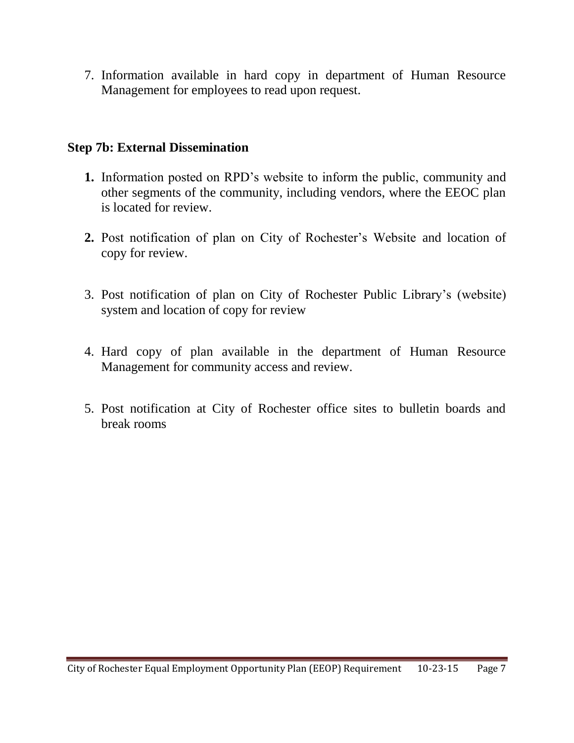7. Information available in hard copy in department of Human Resource Management for employees to read upon request.

### Step 7b: External Dissemination

1. Information posted on RPD's website to inform the public, community and other segments of the community, including vendors, where the EEOC plan is located for review.

2. Post notification of plan on City of Rochester's Website and location of copy for review.

3. Post notification of plan on City of Rochester Public Library's (website) system and location of copy for review

4. Hard copy of plan available in the department of Human Resource Management for community access and review.

5. Post notification at City of Rochester office sites to bulletin boards and break rooms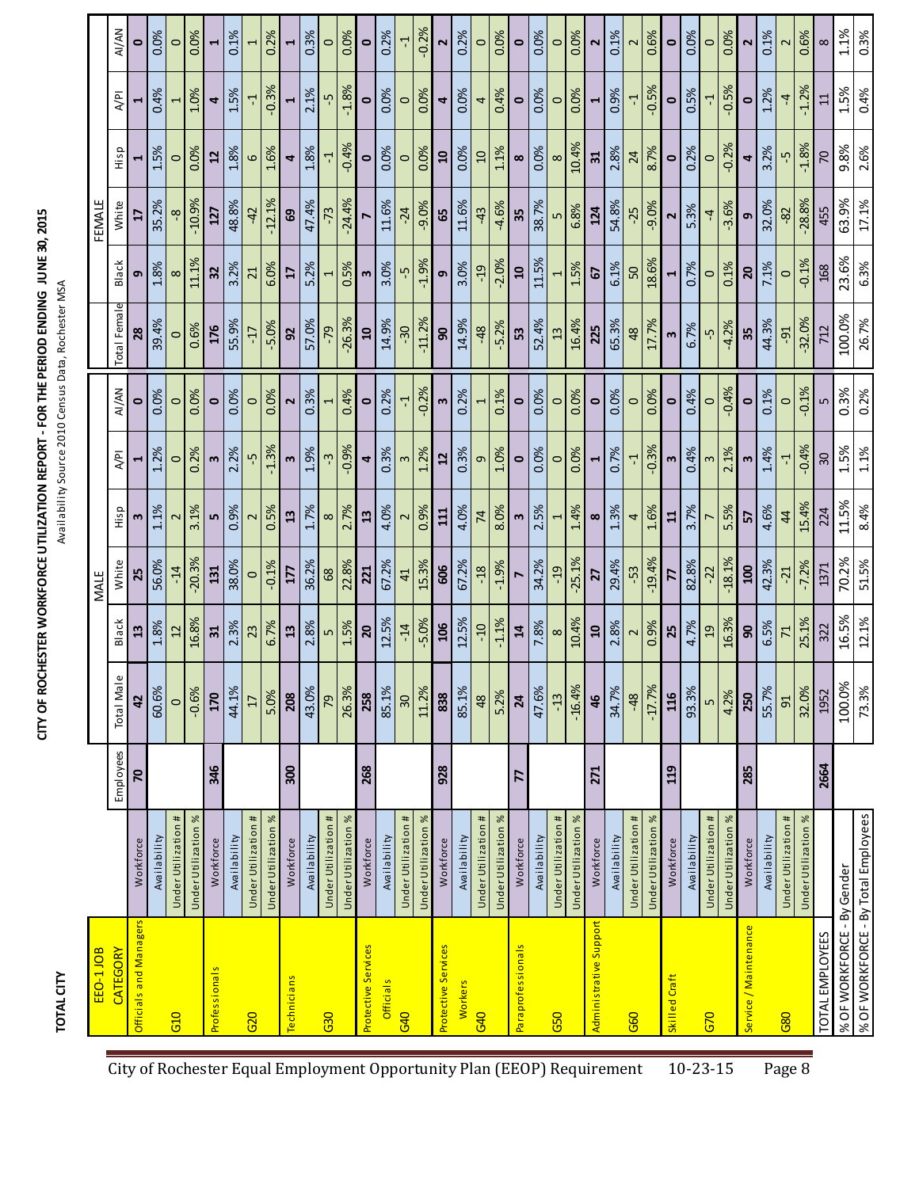**TOTAL CITY**

# CITY OF ROCHESTER WORKFORCE UTILIZATION REPORT - FOR THE PERIOD ENDING JUNE 30, 2015

Availability Source 2010 Census Data, Rochester MSA

| EEO-1 JOB CATEGORY | | Employees | MALE | | | | | | FEMALE | | | | | |
|---|---|---|---|---|---|---|---|---|---|---|---|---|---|---|
| | | | Total Male | Black | White | Hisp | A/PI | AI/AN | Total Female | Black | White | Hisp | A/PI | AI/AN |
| Officials and Managers | Workforce | 70 | 42 | 13 | 25 | 3 | 1 | 0 | 28 | 9 | 17 | 1 | 1 | 0 |
| | Availability | | 60.6% | 1.8% | 56.0% | 1.1% | 1.2% | 0.0% | 39.4% | 1.8% | 35.2% | 1.5% | 0.4% | 0.0% |
| G10 | Under Utilization # | | 0 | 12 | -14 | 2 | 0 | 0 | 0 | 8 | -8 | 0 | 1 | 0 |
| | Under Utilization % | | -0.6% | 16.8% | -20.3% | 3.1% | 0.2% | 0.0% | 0.6% | 11.1% | -10.9% | 0.0% | 1.0% | 0.0% |
| Professionals | Workforce | 346 | 170 | 31 | 131 | 5 | 3 | 0 | 176 | 32 | 127 | 12 | 4 | 1 |
| | Availability | | 44.1% | 2.3% | 38.0% | 0.9% | 2.2% | 0.0% | 55.9% | 3.2% | 48.8% | 1.8% | 1.5% | 0.1% |
| G20 | Under Utilization # | | 17 | 23 | 0 | 2 | -5 | 0 | -17 | 21 | -42 | 6 | -1 | 1 |
| | Under Utilization % | | 5.0% | 6.7% | -0.1% | 0.5% | -1.3% | 0.0% | -5.0% | 6.0% | -12.1% | 1.6% | -0.3% | 0.2% |
| Technicians | Workforce | 300 | 208 | 13 | 177 | 13 | 3 | 2 | 92 | 17 | 69 | 4 | 1 | 1 |
| | Availability | | 43.0% | 2.8% | 36.2% | 1.7% | 1.9% | 0.3% | 57.0% | 5.2% | 47.4% | 1.8% | 2.1% | 0.3% |
| G30 | Under Utilization # | | 79 | 5 | 68 | 8 | -3 | 1 | -79 | 1 | -73 | -1 | -5 | 0 |
| | Under Utilization % | | 26.3% | 1.5% | 22.8% | 2.7% | -0.9% | 0.4% | -26.3% | 0.5% | -24.4% | -0.4% | -1.8% | 0.0% |
| Protective Services Officials | Workforce | 268 | 258 | 20 | 221 | 13 | 4 | 0 | 10 | 3 | 7 | 0 | 0 | 0 |
| | Availability | | 85.1% | 12.5% | 67.2% | 4.0% | 0.3% | 0.2% | 14.9% | 3.0% | 11.6% | 0.0% | 0.0% | 0.2% |
| G40 | Under Utilization # | | 30 | -14 | 41 | 2 | 3 | -1 | -30 | -5 | -24 | 0 | 0 | -1 |
| | Under Utilization % | | 11.2% | -5.0% | 15.3% | 0.9% | 1.2% | -0.2% | -11.2% | -1.9% | -9.0% | 0.0% | 0.0% | -0.2% |
| Protective Services Workers | Workforce | 928 | 838 | 106 | 606 | 111 | 12 | 3 | 90 | 9 | 65 | 10 | 4 | 2 |
| | Availability | | 85.1% | 12.5% | 67.2% | 4.0% | 0.3% | 0.2% | 14.9% | 3.0% | 11.6% | 0.0% | 0.0% | 0.2% |
| G40 | Under Utilization # | | 48 | -10 | -18 | 74 | 9 | 1 | -48 | -19 | -43 | 10 | 4 | 0 |
| | Under Utilization % | | 5.2% | -1.1% | -1.9% | 8.0% | 1.0% | 0.1% | -5.2% | -2.0% | -4.6% | 1.1% | 0.4% | 0.0% |
| Paraprofessionals | Workforce | 77 | 24 | 14 | 7 | 3 | 0 | 0 | 53 | 10 | 35 | 8 | 0 | 0 |
| | Availability | | 47.6% | 7.8% | 34.2% | 2.5% | 0.0% | 0.0% | 52.4% | 11.5% | 38.7% | 0.0% | 0.0% | 0.0% |
| G50 | Under Utilization # | | -13 | 8 | -19 | 1 | 0 | 0 | 13 | 1 | 5 | 8 | 0 | 0 |
| | Under Utilization % | | -16.4% | 10.4% | -25.1% | 1.4% | 0.0% | 0.0% | 16.4% | 1.5% | 6.8% | 10.4% | 0.0% | 0.0% |
| Administrative Support | Workforce | 271 | 46 | 10 | 27 | 8 | 1 | 0 | 225 | 67 | 124 | 31 | 1 | 2 |
| | Availability | | 34.7% | 2.8% | 29.4% | 1.3% | 0.7% | 0.0% | 65.3% | 6.1% | 54.8% | 2.8% | 0.9% | 0.1% |
| G60 | Under Utilization # | | -48 | 2 | -53 | 4 | -1 | 0 | 48 | 50 | -25 | 24 | -1 | 2 |
| | Under Utilization % | | -17.7% | 0.9% | -19.4% | 1.6% | -0.3% | 0.0% | 17.7% | 18.6% | -9.0% | 8.7% | -0.5% | 0.6% |
| Skilled Craft | Workforce | 119 | 116 | 25 | 77 | 11 | 3 | 0 | 3 | 1 | 2 | 0 | 0 | 0 |
| | Availability | | 93.3% | 4.7% | 82.8% | 3.7% | 0.4% | 0.4% | 6.7% | 0.7% | 5.3% | 0.2% | 0.5% | 0.0% |
| G70 | Under Utilization # | | 5 | 19 | -22 | 7 | 3 | 0 | -5 | 0 | -4 | 0 | -1 | 0 |
| | Under Utilization % | | 4.2% | 16.3% | -18.1% | 5.5% | 2.1% | -0.4% | -4.2% | 0.1% | -3.6% | -0.2% | -0.5% | 0.0% |
| Service / Maintenance | Workforce | 285 | 250 | 90 | 100 | 57 | 3 | 0 | 35 | 20 | 9 | 4 | 0 | 2 |
| | Availability | | 55.7% | 6.5% | 42.3% | 4.6% | 1.4% | 0.1% | 44.3% | 7.1% | 32.0% | 3.2% | 1.2% | 0.1% |
| G80 | Under Utilization # | | 91 | 71 | -21 | 44 | -1 | 0 | -91 | 0 | -82 | -5 | -4 | 2 |
| | Under Utilization % | | 32.0% | 25.1% | -7.2% | 15.4% | -0.4% | -0.1% | -32.0% | -0.1% | -28.8% | -1.8% | -1.2% | 0.6% |
| TOTAL EMPLOYEES | | 2664 | 1952 | 322 | 1371 | 224 | 30 | 5 | 712 | 168 | 455 | 70 | 11 | 8 |
| % OF WORKFORCE - By Gender | | | 100.0% | 16.5% | 70.2% | 11.5% | 1.5% | 0.3% | 100.0% | 23.6% | 63.9% | 9.8% | 1.5% | 1.1% |
| % OF WORKFORCE - By Total Employees | | | 73.3% | 12.1% | 51.5% | 8.4% | 1.1% | 0.2% | 26.7% | 6.3% | 17.1% | 2.6% | 0.4% | 0.3% |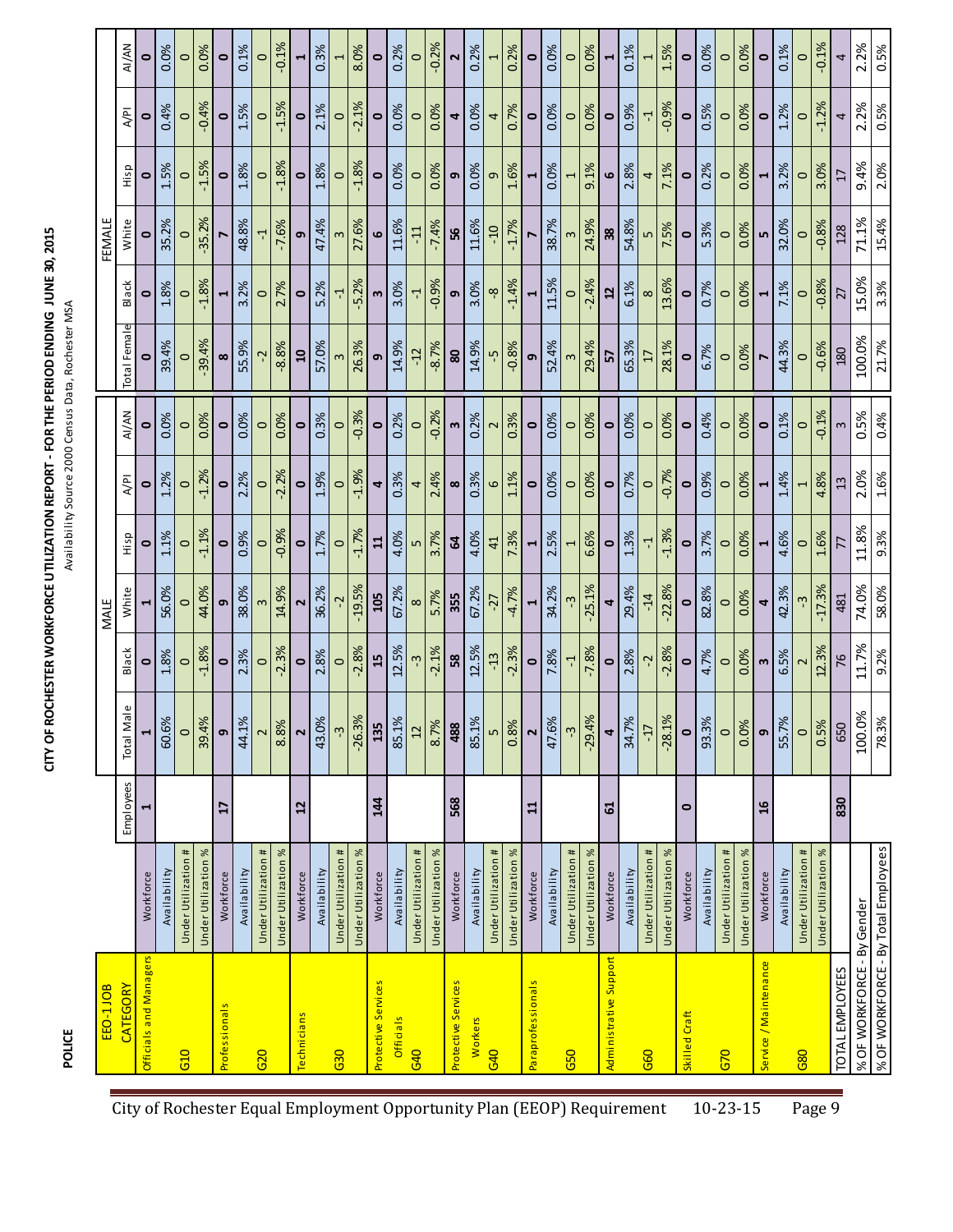**POLICE**

# CITY OF ROCHESTER WORKFORCE UTILIZATION REPORT - FOR THE PERIOD ENDING JUNE 30, 2015

Availability Source 2000 Census Data, Rochester MSA

| EEO-1 JOB CATEGORY | | Employees | MALE | | | | | | FEMALE | | | | | |
|---|---|---|---|---|---|---|---|---|---|---|---|---|---|---|
| | | | Total Male | Black | White | Hisp | A/PI | AI/AN | Total Female | Black | White | Hisp | A/PI | AI/AN |
| Officials and Managers | Workforce | 1 | 1 | 0 | 1 | 0 | 0 | 0 | 0 | 0 | 0 | 0 | 0 | 0 |
| | Availability | | 60.6% | 1.8% | 56.0% | 1.1% | 1.2% | 0.0% | 39.4% | 1.8% | 35.2% | 1.5% | 0.4% | 0.0% |
| G10 | Under Utilization # | | 0 | 0 | 0 | 0 | 0 | 0 | 0 | 0 | 0 | 0 | 0 | 0 |
| | Under Utilization % | | 39.4% | -1.8% | 44.0% | -1.1% | -1.2% | 0.0% | -39.4% | -1.8% | -35.2% | -1.5% | -0.4% | 0.0% |
| Professionals | Workforce | 17 | 9 | 0 | 9 | 0 | 0 | 0 | 8 | 1 | 7 | 0 | 0 | 0 |
| | Availability | | 44.1% | 2.3% | 38.0% | 0.9% | 2.2% | 0.0% | 55.9% | 3.2% | 48.8% | 1.8% | 1.5% | 0.1% |
| G20 | Under Utilization # | | 2 | 0 | 3 | 0 | 0 | 0 | -2 | 0 | -1 | 0 | 0 | 0 |
| | Under Utilization % | | 8.8% | -2.3% | 14.9% | -0.9% | -2.2% | 0.0% | -8.8% | 2.7% | -7.6% | -1.8% | -1.5% | -0.1% |
| Technicians | Workforce | 12 | 2 | 0 | 2 | 0 | 0 | 0 | 10 | 0 | 9 | 0 | 0 | 1 |
| | Availability | | 43.0% | 2.8% | 36.2% | 1.7% | 1.9% | 0.3% | 57.0% | 5.2% | 47.4% | 1.8% | 2.1% | 0.3% |
| G30 | Under Utilization # | | -3 | 0 | -2 | 0 | 0 | 0 | 3 | -1 | 3 | 0 | 0 | 1 |
| | Under Utilization % | | -26.3% | -2.8% | -19.5% | -1.7% | -1.9% | -0.3% | 26.3% | -5.2% | 27.6% | -1.8% | -2.1% | 8.0% |
| Protective Services Officials | Workforce | 144 | 135 | 15 | 105 | 11 | 4 | 0 | 9 | 3 | 6 | 0 | 0 | 0 |
| G40 | Availability | | 85.1% | 12.5% | 67.2% | 4.0% | 0.3% | 0.2% | 14.9% | 3.0% | 11.6% | 0.0% | 0.0% | 0.2% |
| | Under Utilization # | | 12 | -3 | 8 | 5 | 4 | 0 | -12 | -1 | -11 | 0 | 0 | 0 |
| | Under Utilization % | | 8.7% | -2.1% | 5.7% | 3.7% | 2.4% | -0.2% | -8.7% | -0.9% | -7.4% | 0.0% | 0.0% | -0.2% |
| Protective Services Workers | Workforce | 568 | 488 | 58 | 355 | 64 | 8 | 3 | 80 | 9 | 56 | 9 | 4 | 2 |
| G40 | Availability | | 85.1% | 12.5% | 67.2% | 4.0% | 0.3% | 0.2% | 14.9% | 3.0% | 11.6% | 0.0% | 0.0% | 0.2% |
| | Under Utilization # | | 5 | -13 | -27 | 41 | 6 | 2 | -5 | -8 | -10 | 9 | 4 | 1 |
| | Under Utilization % | | 0.8% | -2.3% | -4.7% | 7.3% | 1.1% | 0.3% | -0.8% | -1.4% | -1.7% | 1.6% | 0.7% | 0.2% |
| Paraprofessionals | Workforce | 11 | 2 | 0 | 1 | 1 | 0 | 0 | 9 | 1 | 7 | 1 | 0 | 0 |
| | Availability | | 47.6% | 7.8% | 34.2% | 2.5% | 0.0% | 0.0% | 52.4% | 11.5% | 38.7% | 0.0% | 0.0% | 0.0% |
| G50 | Under Utilization # | | -3 | -1 | -3 | 1 | 0 | 0 | 3 | 0 | 3 | 1 | 0 | 0 |
| | Under Utilization % | | -29.4% | -7.8% | -25.1% | 6.6% | 0.0% | 0.0% | 29.4% | -2.4% | 24.9% | 9.1% | 0.0% | 0.0% |
| Administrative Support | Workforce | 61 | 4 | 0 | 4 | 0 | 0 | 0 | 57 | 12 | 38 | 6 | 0 | 1 |
| | Availability | | 34.7% | 2.8% | 29.4% | 1.3% | 0.7% | 0.0% | 65.3% | 6.1% | 54.8% | 2.8% | 0.9% | 0.1% |
| G60 | Under Utilization # | | -17 | -2 | -14 | -1 | 0 | 0 | 17 | 8 | 5 | 4 | -1 | 1 |
| | Under Utilization % | | -28.1% | -2.8% | -22.8% | -1.3% | -0.7% | 0.0% | 28.1% | 13.6% | 7.5% | 7.1% | -0.9% | 1.5% |
| Skilled Craft | Workforce | 0 | 0 | 0 | 0 | 0 | 0 | 0 | 0 | 0 | 0 | 0 | 0 | 0 |
| | Availability | | 93.3% | 4.7% | 82.8% | 3.7% | 0.9% | 0.4% | 6.7% | 0.7% | 5.3% | 0.2% | 0.5% | 0.0% |
| G70 | Under Utilization # | | 0 | 0 | 0 | 0 | 0 | 0 | 0 | 0 | 0 | 0 | 0 | 0 |
| | Under Utilization % | | 0.0% | 0.0% | 0.0% | 0.0% | 0.0% | 0.0% | 0.0% | 0.0% | 0.0% | 0.0% | 0.0% | 0.0% |
| Service / Maintenance | Workforce | 16 | 9 | 3 | 4 | 1 | 1 | 0 | 7 | 1 | 5 | 1 | 0 | 0 |
| | Availability | | 55.7% | 6.5% | 42.3% | 4.6% | 1.4% | 0.1% | 44.3% | 7.1% | 32.0% | 3.2% | 1.2% | 0.1% |
| G80 | Under Utilization # | | 0 | 2 | -3 | 0 | 1 | 0 | 0 | 0 | 0 | 0 | 0 | 0 |
| | Under Utilization % | | 0.5% | 12.3% | -17.3% | 1.6% | 4.8% | -0.1% | -0.6% | -0.8% | -0.8% | 3.0% | -1.2% | -0.1% |
| TOTAL EMPLOYEES | | 830 | 650 | 76 | 481 | 77 | 13 | 3 | 180 | 27 | 128 | 17 | 4 | 4 |
| % OF WORKFORCE - By Gender | | | 100.0% | 11.7% | 74.0% | 11.8% | 2.0% | 0.5% | 100.0% | 15.0% | 71.1% | 9.4% | 2.2% | 2.2% |
| % OF WORKFORCE - By Total Employees | | | 78.3% | 9.2% | 58.0% | 9.3% | 1.6% | 0.4% | 21.7% | 3.3% | 15.4% | 2.0% | 0.5% | 0.5% |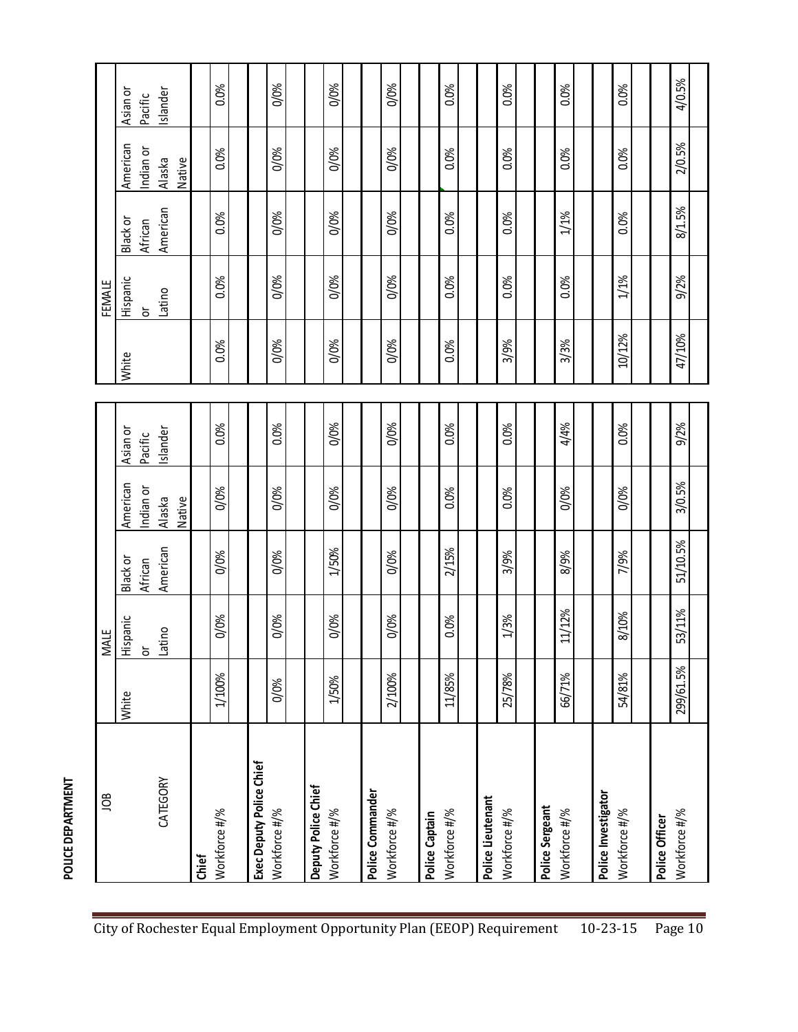**POLICE DEPARTMENT**

| JOB CATEGORY | MALE | | | | | FEMALE | | | | |
|---|---|---|---|---|---|---|---|---|---|---|
| | White | Hispanic or Latino | Black or African American | American Indian or Alaska Native | Asian or Pacific Islander | White | Hispanic or Latino | Black or African American | American Indian or Alaska Native | Asian or Pacific Islander |
| **Chief** | | | | | | | | | | |
| Workforce #/% | 1/100% | 0/0% | 0/0% | 0/0% | 0.0% | 0.0% | 0.0% | 0.0% | 0.0% | 0.0% |
| **Exec Deputy Police Chief** | | | | | | | | | | |
| Workforce #/% | 0/0% | 0/0% | 0/0% | 0/0% | 0.0% | 0/0% | 0/0% | 0/0% | 0/0% | 0/0% |
| **Deputy Police Chief** | | | | | | | | | | |
| Workforce #/% | 1/50% | 0/0% | 1/50% | 0/0% | 0/0% | 0/0% | 0/0% | 0/0% | 0/0% | 0/0% |
| **Police Commander** | | | | | | | | | | |
| Workforce #/% | 2/100% | 0/0% | 0/0% | 0/0% | 0/0% | 0/0% | 0/0% | 0/0% | 0/0% | 0/0% |
| **Police Captain** | | | | | | | | | | |
| Workforce #/% | 11/85% | 0.0% | 2/15% | 0.0% | 0.0% | 0.0% | 0.0% | 0.0% | 0.0% | 0.0% |
| **Police Lieutenant** | | | | | | | | | | |
| Workforce #/% | 25/78% | 1/3% | 3/9% | 0.0% | 0.0% | 3/9% | 0.0% | 0.0% | 0.0% | 0.0% |
| **Police Sergeant** | | | | | | | | | | |
| Workforce #/% | 66/71% | 11/12% | 8/9% | 0/0% | 4/4% | 3/3% | 0.0% | 1/1% | 0.0% | 0.0% |
| **Police Investigator** | | | | | | | | | | |
| Workforce #/% | 54/81% | 8/10% | 7/9% | 0/0% | 0.0% | 10/12% | 1/1% | 0.0% | 0.0% | 0.0% |
| **Police Officer** | | | | | | | | | | |
| Workforce #/% | 299/61.5% | 53/11% | 51/10.5% | 3/0.5% | 9/2% | 47/10% | 9/2% | 8/1.5% | 2/0.5% | 4/0.5% |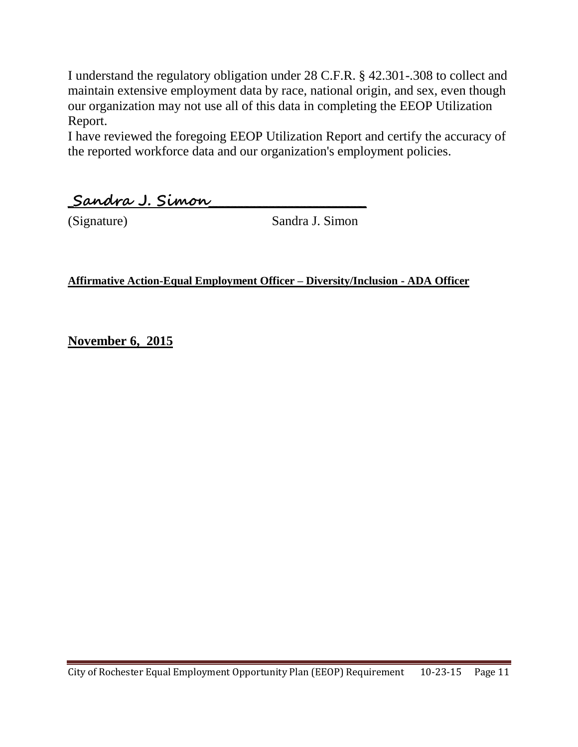I understand the regulatory obligation under 28 C.F.R. § 42.301-.308 to collect and maintain extensive employment data by race, national origin, and sex, even though our organization may not use all of this data in completing the EEOP Utilization Report.

I have reviewed the foregoing EEOP Utilization Report and certify the accuracy of the reported workforce data and our organization's employment policies.

_Sandra J. Simon____________________

(Signature) Sandra J. Simon

**Affirmative Action-Equal Employment Officer – Diversity/Inclusion - ADA Officer**

**November 6, 2015**